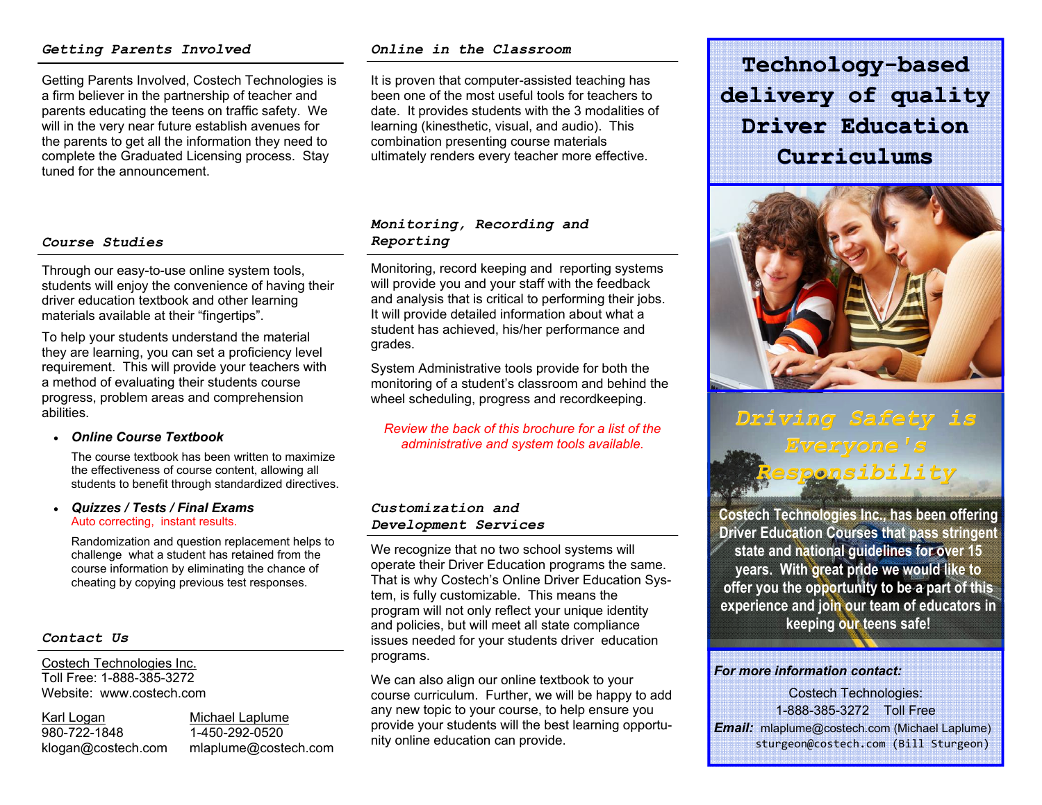## *Getting Parents Involved*

Getting Parents Involved, Costech Technologies is a firm believer in the partnership of teacher and parents educating the teens on traffic safety. We will in the very near future establish avenues for the parents to get all the information they need to complete the Graduated Licensing process. Stay tuned for the announcement.

## *Course Studies*

Through our easy-to-use online system tools, students will enjoy the convenience of having their driver education textbook and other learning materials available at their "fingertips".

To help your students understand the material they are learning, you can set a proficiency level requirement. This will provide your teachers with a method of evaluating their students course progress, problem areas and comprehension abilities.

- ***Online Course Textbook***

  The course textbook has been written to maximize the effectiveness of course content, allowing all students to benefit through standardized directives.

- ***Quizzes / Tests / Final Exams***
  Auto correcting, instant results.

  Randomization and question replacement helps to challenge what a student has retained from the course information by eliminating the chance of cheating by copying previous test responses.

## *Contact Us*

Costech Technologies Inc.
Toll Free: 1-888-385-3272
Website: www.costech.com

Karl Logan
980-722-1848
klogan@costech.com

Michael Laplume
1-450-292-0520
mlaplume@costech.com

## *Online in the Classroom*

It is proven that computer-assisted teaching has been one of the most useful tools for teachers to date. It provides students with the 3 modalities of learning (kinesthetic, visual, and audio). This combination presenting course materials ultimately renders every teacher more effective.

## *Monitoring, Recording and Reporting*

Monitoring, record keeping and reporting systems will provide you and your staff with the feedback and analysis that is critical to performing their jobs. It will provide detailed information about what a student has achieved, his/her performance and grades.

System Administrative tools provide for both the monitoring of a student's classroom and behind the wheel scheduling, progress and recordkeeping.

*Review the back of this brochure for a list of the administrative and system tools available.*

## *Customization and Development Services*

We recognize that no two school systems will operate their Driver Education programs the same. That is why Costech's Online Driver Education System, is fully customizable. This means the program will not only reflect your unique identity and policies, but will meet all state compliance issues needed for your students driver education programs.

We can also align our online textbook to your course curriculum. Further, we will be happy to add any new topic to your course, to help ensure you provide your students will the best learning opportunity online education can provide.

# Technology-based delivery of quality Driver Education Curriculums

## *Driving Safety is Everyone's Responsibility*

**Costech Technologies Inc., has been offering Driver Education Courses that pass stringent state and national guidelines for over 15 years. With great pride we would like to offer you the opportunity to be a part of this experience and join our team of educators in keeping our teens safe!**

***For more information contact:***

Costech Technologies:
1-888-385-3272 Toll Free

***Email:*** mlaplume@costech.com (Michael Laplume)
sturgeon@costech.com (Bill Sturgeon)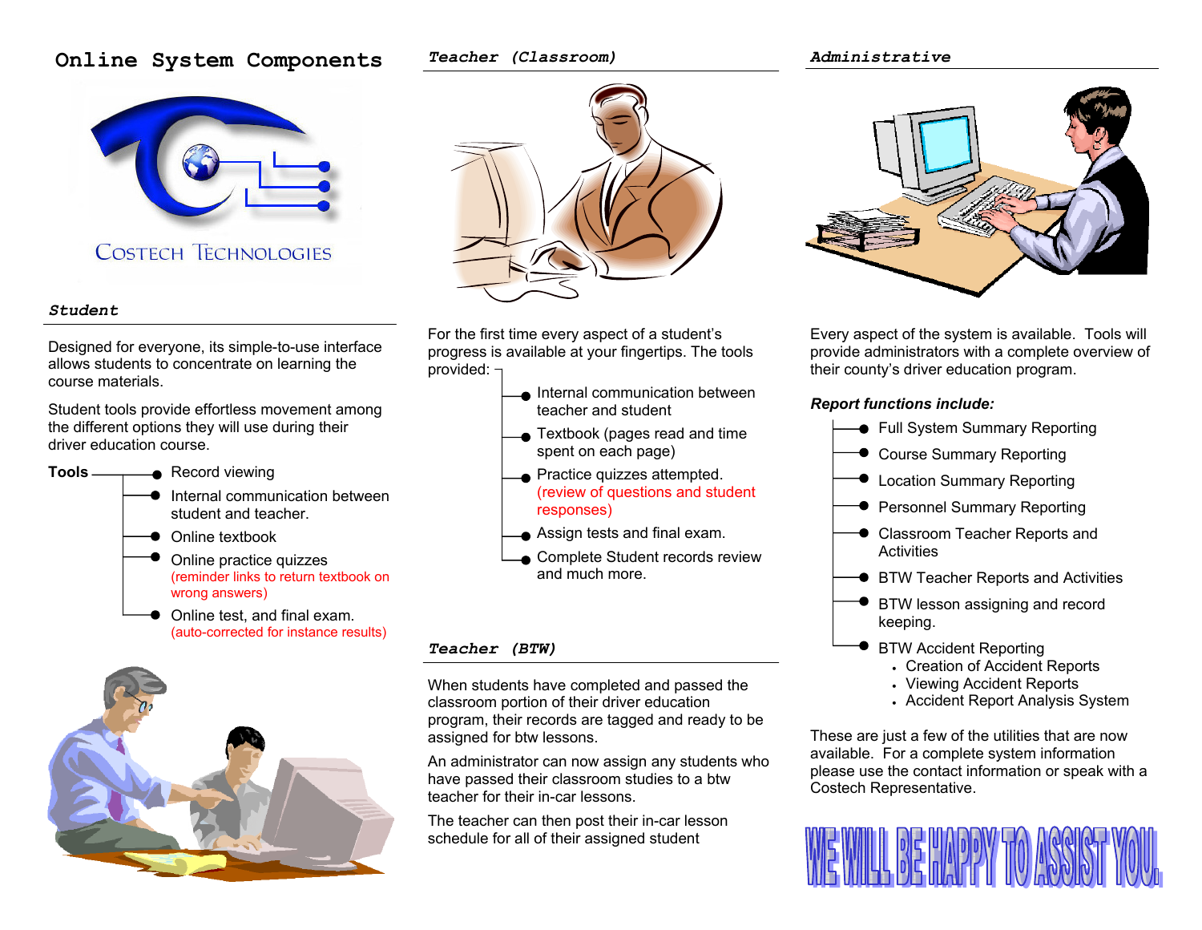# Online System Components

Costech Technologies

### *Student*

Designed for everyone, its simple-to-use interface allows students to concentrate on learning the course materials.

Student tools provide effortless movement among the different options they will use during their driver education course.

**Tools**

- Record viewing
- Internal communication between student and teacher.
- Online textbook
- Online practice quizzes
  (reminder links to return textbook on wrong answers)
- Online test, and final exam.
  (auto-corrected for instance results)

### *Teacher (Classroom)*

For the first time every aspect of a student's progress is available at your fingertips. The tools provided:

- Internal communication between teacher and student
- Textbook (pages read and time spent on each page)
- Practice quizzes attempted.
  (review of questions and student responses)
- Assign tests and final exam.
- Complete Student records review and much more.

### *Teacher (BTW)*

When students have completed and passed the classroom portion of their driver education program, their records are tagged and ready to be assigned for btw lessons.

An administrator can now assign any students who have passed their classroom studies to a btw teacher for their in-car lessons.

The teacher can then post their in-car lesson schedule for all of their assigned student

### *Administrative*

Every aspect of the system is available. Tools will provide administrators with a complete overview of their county's driver education program.

***Report functions include:***

- Full System Summary Reporting
- Course Summary Reporting
- Location Summary Reporting
- Personnel Summary Reporting
- Classroom Teacher Reports and Activities
- BTW Teacher Reports and Activities
- BTW lesson assigning and record keeping.
- BTW Accident Reporting
  - Creation of Accident Reports
  - Viewing Accident Reports
  - Accident Report Analysis System

These are just a few of the utilities that are now available. For a complete system information please use the contact information or speak with a Costech Representative.

WE WILL BE HAPPY TO ASSIST YOU.